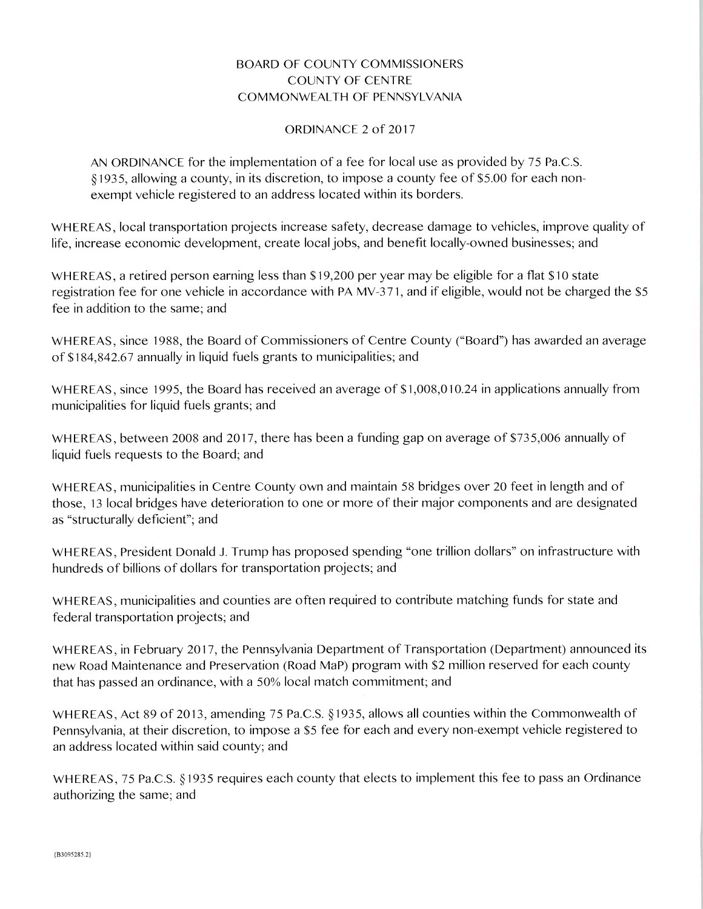BOARD OF COUNTY COMMISSIONERS
COUNTY OF CENTRE
COMMONWEALTH OF PENNSYLVANIA

ORDINANCE 2 of 2017

AN ORDINANCE for the implementation of a fee for local use as provided by 75 Pa.C.S. §1935, allowing a county, in its discretion, to impose a county fee of $5.00 for each non-exempt vehicle registered to an address located within its borders.

WHEREAS, local transportation projects increase safety, decrease damage to vehicles, improve quality of life, increase economic development, create local jobs, and benefit locally-owned businesses; and

WHEREAS, a retired person earning less than $19,200 per year may be eligible for a flat $10 state registration fee for one vehicle in accordance with PA MV-371, and if eligible, would not be charged the $5 fee in addition to the same; and

WHEREAS, since 1988, the Board of Commissioners of Centre County ("Board") has awarded an average of $184,842.67 annually in liquid fuels grants to municipalities; and

WHEREAS, since 1995, the Board has received an average of $1,008,010.24 in applications annually from municipalities for liquid fuels grants; and

WHEREAS, between 2008 and 2017, there has been a funding gap on average of $735,006 annually of liquid fuels requests to the Board; and

WHEREAS, municipalities in Centre County own and maintain 58 bridges over 20 feet in length and of those, 13 local bridges have deterioration to one or more of their major components and are designated as "structurally deficient"; and

WHEREAS, President Donald J. Trump has proposed spending "one trillion dollars" on infrastructure with hundreds of billions of dollars for transportation projects; and

WHEREAS, municipalities and counties are often required to contribute matching funds for state and federal transportation projects; and

WHEREAS, in February 2017, the Pennsylvania Department of Transportation (Department) announced its new Road Maintenance and Preservation (Road MaP) program with $2 million reserved for each county that has passed an ordinance, with a 50% local match commitment; and

WHEREAS, Act 89 of 2013, amending 75 Pa.C.S. §1935, allows all counties within the Commonwealth of Pennsylvania, at their discretion, to impose a $5 fee for each and every non-exempt vehicle registered to an address located within said county; and

WHEREAS, 75 Pa.C.S. §1935 requires each county that elects to implement this fee to pass an Ordinance authorizing the same; and

{B3095285.2}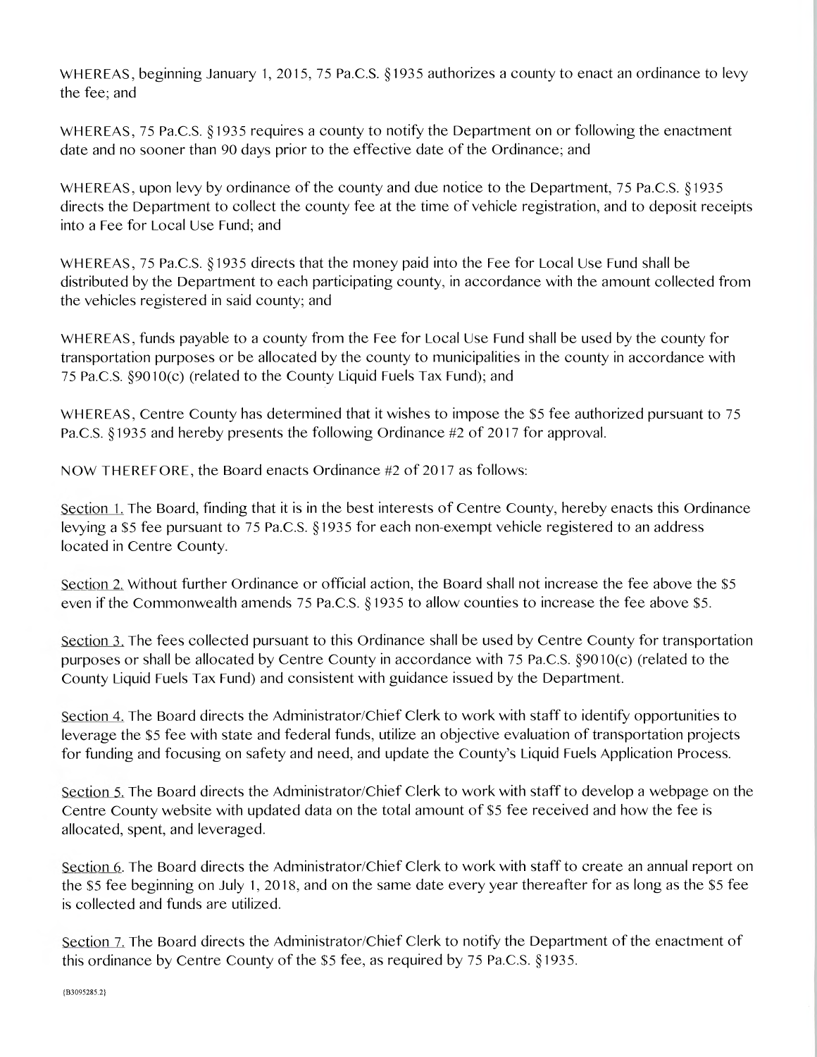WHEREAS, beginning January 1, 2015, 75 Pa.C.S. §1935 authorizes a county to enact an ordinance to levy the fee; and

WHEREAS, 75 Pa.C.S. §1935 requires a county to notify the Department on or following the enactment date and no sooner than 90 days prior to the effective date of the Ordinance; and

WHEREAS, upon levy by ordinance of the county and due notice to the Department, 75 Pa.C.S. §1935 directs the Department to collect the county fee at the time of vehicle registration, and to deposit receipts into a Fee for Local Use Fund; and

WHEREAS, 75 Pa.C.S. §1935 directs that the money paid into the Fee for Local Use Fund shall be distributed by the Department to each participating county, in accordance with the amount collected from the vehicles registered in said county; and

WHEREAS, funds payable to a county from the Fee for Local Use Fund shall be used by the county for transportation purposes or be allocated by the county to municipalities in the county in accordance with 75 Pa.C.S. §9010(c) (related to the County Liquid Fuels Tax Fund); and

WHEREAS, Centre County has determined that it wishes to impose the $5 fee authorized pursuant to 75 Pa.C.S. §1935 and hereby presents the following Ordinance #2 of 2017 for approval.

NOW THEREFORE, the Board enacts Ordinance #2 of 2017 as follows:

Section 1. The Board, finding that it is in the best interests of Centre County, hereby enacts this Ordinance levying a $5 fee pursuant to 75 Pa.C.S. §1935 for each non-exempt vehicle registered to an address located in Centre County.

Section 2. Without further Ordinance or official action, the Board shall not increase the fee above the $5 even if the Commonwealth amends 75 Pa.C.S. §1935 to allow counties to increase the fee above $5.

Section 3. The fees collected pursuant to this Ordinance shall be used by Centre County for transportation purposes or shall be allocated by Centre County in accordance with 75 Pa.C.S. §9010(c) (related to the County Liquid Fuels Tax Fund) and consistent with guidance issued by the Department.

Section 4. The Board directs the Administrator/Chief Clerk to work with staff to identify opportunities to leverage the $5 fee with state and federal funds, utilize an objective evaluation of transportation projects for funding and focusing on safety and need, and update the County's Liquid Fuels Application Process.

Section 5. The Board directs the Administrator/Chief Clerk to work with staff to develop a webpage on the Centre County website with updated data on the total amount of $5 fee received and how the fee is allocated, spent, and leveraged.

Section 6. The Board directs the Administrator/Chief Clerk to work with staff to create an annual report on the $5 fee beginning on July 1, 2018, and on the same date every year thereafter for as long as the $5 fee is collected and funds are utilized.

Section 7. The Board directs the Administrator/Chief Clerk to notify the Department of the enactment of this ordinance by Centre County of the $5 fee, as required by 75 Pa.C.S. §1935.

{B3095285.2}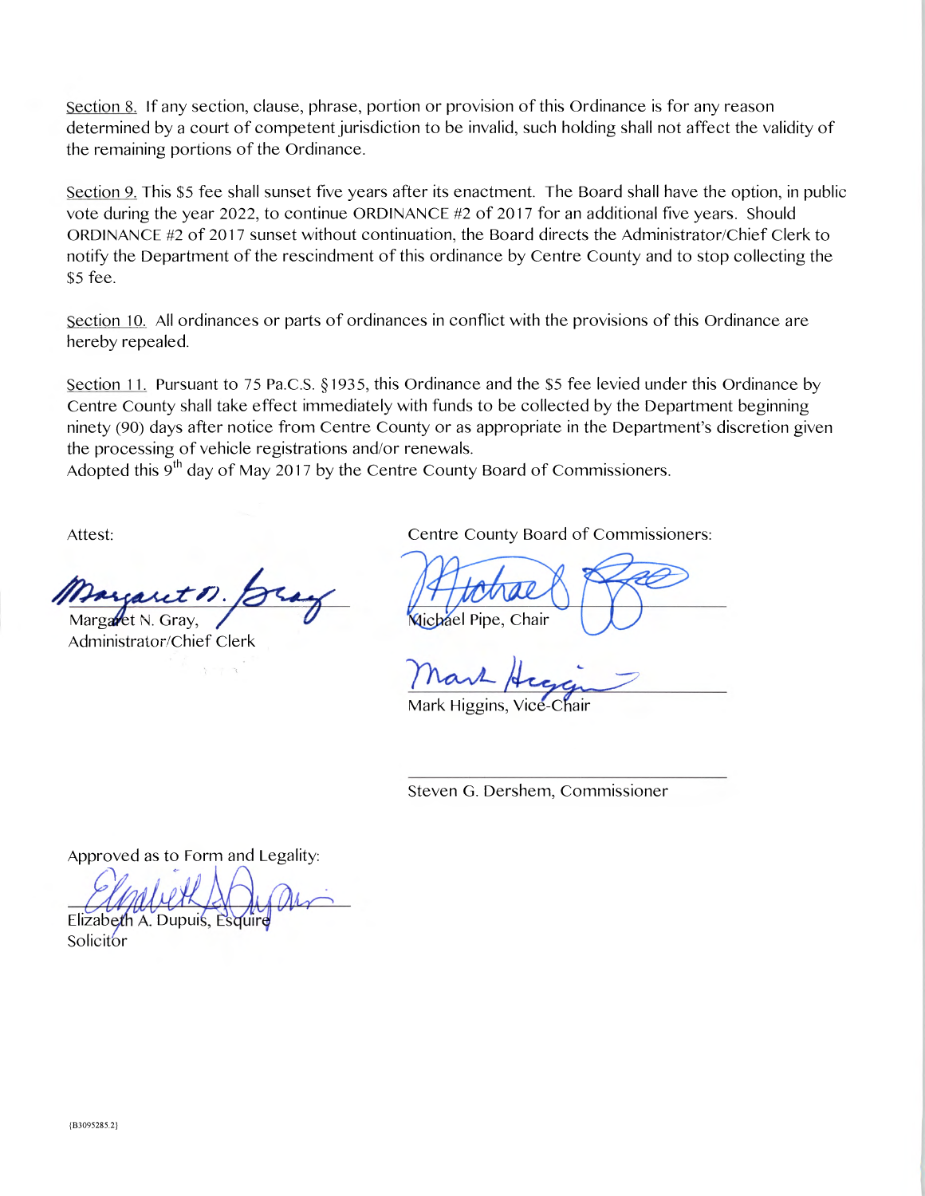Section 8. If any section, clause, phrase, portion or provision of this Ordinance is for any reason determined by a court of competent jurisdiction to be invalid, such holding shall not affect the validity of the remaining portions of the Ordinance.

Section 9. This $5 fee shall sunset five years after its enactment. The Board shall have the option, in public vote during the year 2022, to continue ORDINANCE #2 of 2017 for an additional five years. Should ORDINANCE #2 of 2017 sunset without continuation, the Board directs the Administrator/Chief Clerk to notify the Department of the rescindment of this ordinance by Centre County and to stop collecting the $5 fee.

Section 10. All ordinances or parts of ordinances in conflict with the provisions of this Ordinance are hereby repealed.

Section 11. Pursuant to 75 Pa.C.S. §1935, this Ordinance and the $5 fee levied under this Ordinance by Centre County shall take effect immediately with funds to be collected by the Department beginning ninety (90) days after notice from Centre County or as appropriate in the Department's discretion given the processing of vehicle registrations and/or renewals.

Adopted this 9th day of May 2017 by the Centre County Board of Commissioners.

Attest:

Margaret N. Gray,
Administrator/Chief Clerk

Centre County Board of Commissioners:

Michael Pipe, Chair

Mark Higgins, Vice-Chair

Steven G. Dershem, Commissioner

Approved as to Form and Legality:

Elizabeth A. Dupuis, Esquire
Solicitor

{B3095285.2}